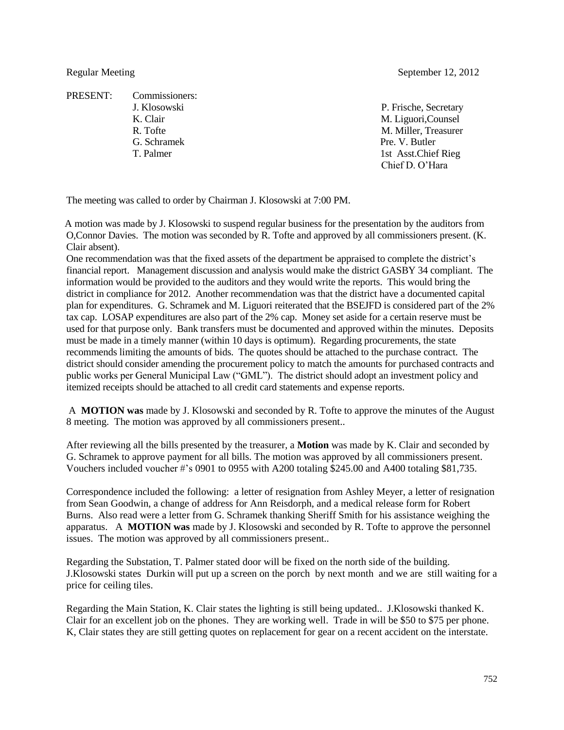Regular Meeting September 12, 2012

PRESENT: Commissioners:

| Commissioners | Others |
|---|---|
| J. Klosowski | P. Frische, Secretary |
| K. Clair | M. Liguori,Counsel |
| R. Tofte | M. Miller, Treasurer |
| G. Schramek | Pre. V. Butler |
| T. Palmer | 1st Asst.Chief Rieg |
| | Chief D. O'Hara |

The meeting was called to order by Chairman J. Klosowski at 7:00 PM.

A motion was made by J. Klosowski to suspend regular business for the presentation by the auditors from O,Connor Davies. The motion was seconded by R. Tofte and approved by all commissioners present. (K. Clair absent).

One recommendation was that the fixed assets of the department be appraised to complete the district's financial report. Management discussion and analysis would make the district GASBY 34 compliant. The information would be provided to the auditors and they would write the reports. This would bring the district in compliance for 2012. Another recommendation was that the district have a documented capital plan for expenditures. G. Schramek and M. Liguori reiterated that the BSEJFD is considered part of the 2% tax cap. LOSAP expenditures are also part of the 2% cap. Money set aside for a certain reserve must be used for that purpose only. Bank transfers must be documented and approved within the minutes. Deposits must be made in a timely manner (within 10 days is optimum). Regarding procurements, the state recommends limiting the amounts of bids. The quotes should be attached to the purchase contract. The district should consider amending the procurement policy to match the amounts for purchased contracts and public works per General Municipal Law ("GML"). The district should adopt an investment policy and itemized receipts should be attached to all credit card statements and expense reports.

A **MOTION was** made by J. Klosowski and seconded by R. Tofte to approve the minutes of the August 8 meeting. The motion was approved by all commissioners present..

After reviewing all the bills presented by the treasurer, a **Motion** was made by K. Clair and seconded by G. Schramek to approve payment for all bills. The motion was approved by all commissioners present. Vouchers included voucher #'s 0901 to 0955 with A200 totaling $245.00 and A400 totaling $81,735.

Correspondence included the following: a letter of resignation from Ashley Meyer, a letter of resignation from Sean Goodwin, a change of address for Ann Reisdorph, and a medical release form for Robert Burns. Also read were a letter from G. Schramek thanking Sheriff Smith for his assistance weighing the apparatus. A **MOTION was** made by J. Klosowski and seconded by R. Tofte to approve the personnel issues. The motion was approved by all commissioners present..

Regarding the Substation, T. Palmer stated door will be fixed on the north side of the building. J.Klosowski states Durkin will put up a screen on the porch by next month and we are still waiting for a price for ceiling tiles.

Regarding the Main Station, K. Clair states the lighting is still being updated.. J.Klosowski thanked K. Clair for an excellent job on the phones. They are working well. Trade in will be $50 to $75 per phone. K, Clair states they are still getting quotes on replacement for gear on a recent accident on the interstate.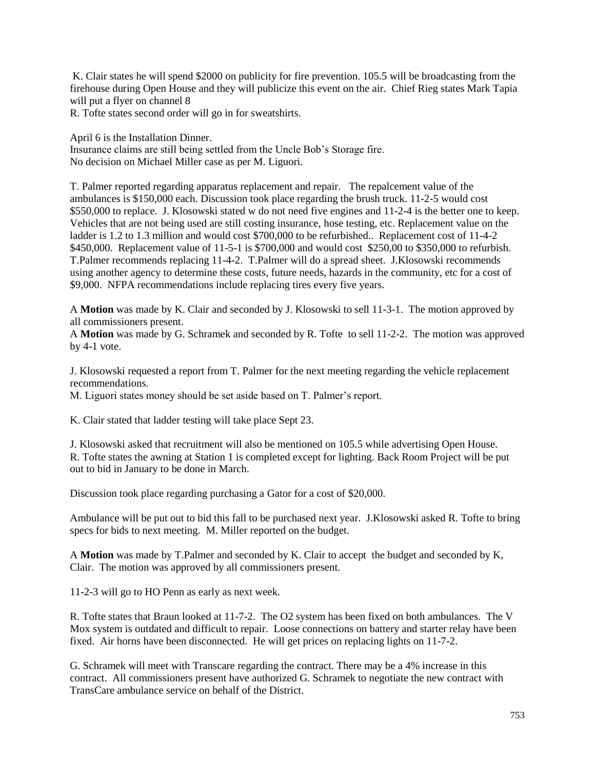K. Clair states he will spend $2000 on publicity for fire prevention. 105.5 will be broadcasting from the firehouse during Open House and they will publicize this event on the air. Chief Rieg states Mark Tapia will put a flyer on channel 8

R. Tofte states second order will go in for sweatshirts.

April 6 is the Installation Dinner.

Insurance claims are still being settled from the Uncle Bob's Storage fire.

No decision on Michael Miller case as per M. Liguori.

T. Palmer reported regarding apparatus replacement and repair. The repalcement value of the ambulances is $150,000 each. Discussion took place regarding the brush truck. 11-2-5 would cost $550,000 to replace. J. Klosowski stated w do not need five engines and 11-2-4 is the better one to keep. Vehicles that are not being used are still costing insurance, hose testing, etc. Replacement value on the ladder is 1.2 to 1.3 million and would cost $700,000 to be refurbished.. Replacement cost of 11-4-2 $450,000. Replacement value of 11-5-1 is $700,000 and would cost $250,00 to $350,000 to refurbish. T.Palmer recommends replacing 11-4-2. T.Palmer will do a spread sheet. J.Klosowski recommends using another agency to determine these costs, future needs, hazards in the community, etc for a cost of $9,000. NFPA recommendations include replacing tires every five years.

A **Motion** was made by K. Clair and seconded by J. Klosowski to sell 11-3-1. The motion approved by all commissioners present.

A **Motion** was made by G. Schramek and seconded by R. Tofte to sell 11-2-2. The motion was approved by 4-1 vote.

J. Klosowski requested a report from T. Palmer for the next meeting regarding the vehicle replacement recommendations.

M. Liguori states money should be set aside based on T. Palmer's report.

K. Clair stated that ladder testing will take place Sept 23.

J. Klosowski asked that recruitment will also be mentioned on 105.5 while advertising Open House.

R. Tofte states the awning at Station 1 is completed except for lighting. Back Room Project will be put out to bid in January to be done in March.

Discussion took place regarding purchasing a Gator for a cost of $20,000.

Ambulance will be put out to bid this fall to be purchased next year. J.Klosowski asked R. Tofte to bring specs for bids to next meeting. M. Miller reported on the budget.

A **Motion** was made by T.Palmer and seconded by K. Clair to accept the budget and seconded by K, Clair. The motion was approved by all commissioners present.

11-2-3 will go to HO Penn as early as next week.

R. Tofte states that Braun looked at 11-7-2. The O2 system has been fixed on both ambulances. The V Mox system is outdated and difficult to repair. Loose connections on battery and starter relay have been fixed. Air horns have been disconnected. He will get prices on replacing lights on 11-7-2.

G. Schramek will meet with Transcare regarding the contract. There may be a 4% increase in this contract. All commissioners present have authorized G. Schramek to negotiate the new contract with TransCare ambulance service on behalf of the District.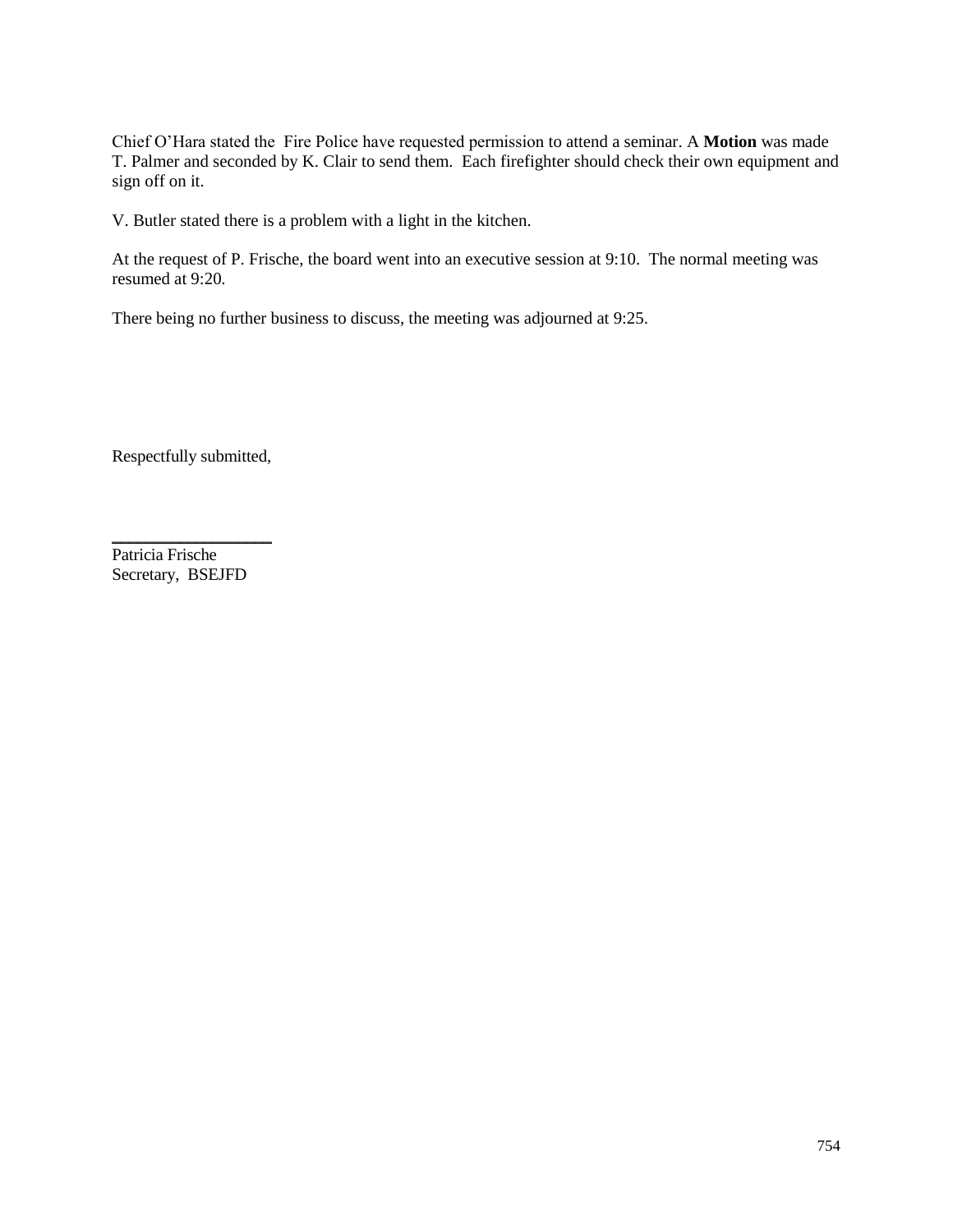Chief O'Hara stated the Fire Police have requested permission to attend a seminar. A **Motion** was made T. Palmer and seconded by K. Clair to send them. Each firefighter should check their own equipment and sign off on it.

V. Butler stated there is a problem with a light in the kitchen.

At the request of P. Frische, the board went into an executive session at 9:10. The normal meeting was resumed at 9:20.

There being no further business to discuss, the meeting was adjourned at 9:25.

Respectfully submitted,

\_\_\_\_\_\_\_\_\_\_\_\_\_\_\_\_\_\_

Patricia Frische
Secretary, BSEJFD